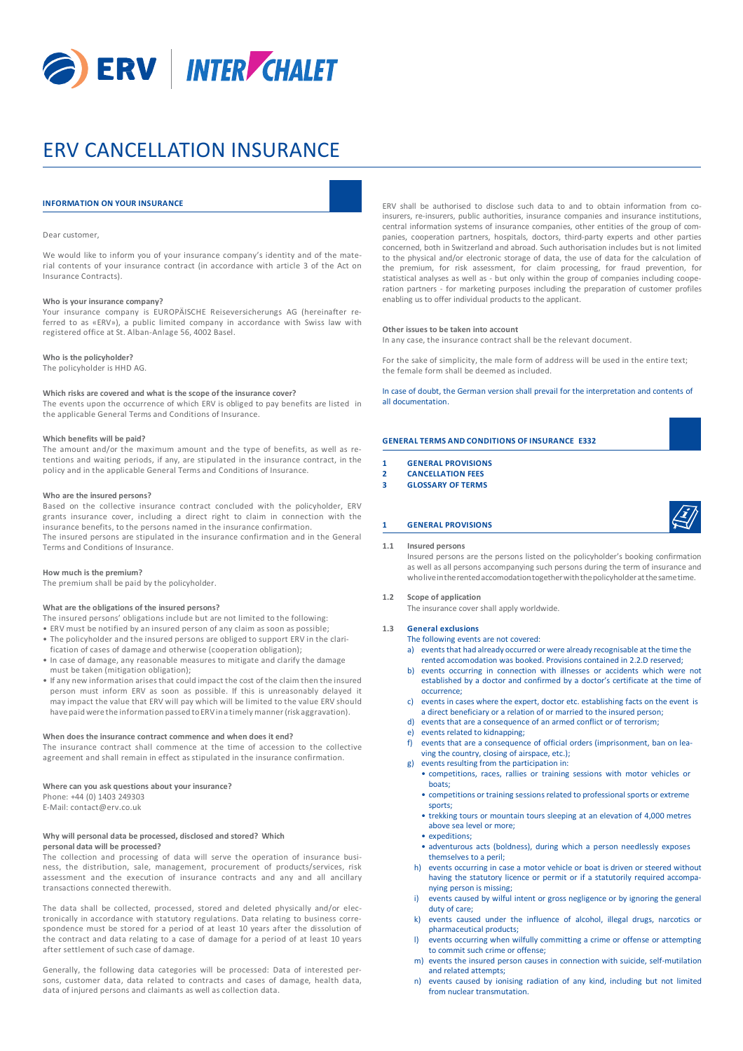# ERV CANCELLATION INSURANCE

## INFORMATION ON YOUR INSURANCE

Dear customer,

We would like to inform you of your insurance company's identity and of the material contents of your insurance contract (in accordance with article 3 of the Act on Insurance Contracts).

**Who is your insurance company?**
Your insurance company is EUROPÄISCHE Reiseversicherungs AG (hereinafter referred to as «ERV»), a public limited company in accordance with Swiss law with registered office at St. Alban-Anlage 56, 4002 Basel.

**Who is the policyholder?**
The policyholder is HHD AG.

**Which risks are covered and what is the scope of the insurance cover?**
The events upon the occurrence of which ERV is obliged to pay benefits are listed in the applicable General Terms and Conditions of Insurance.

**Which benefits will be paid?**
The amount and/or the maximum amount and the type of benefits, as well as retentions and waiting periods, if any, are stipulated in the insurance contract, in the policy and in the applicable General Terms and Conditions of Insurance.

**Who are the insured persons?**
Based on the collective insurance contract concluded with the policyholder, ERV grants insurance cover, including a direct right to claim in connection with the insurance benefits, to the persons named in the insurance confirmation.
The insured persons are stipulated in the insurance confirmation and in the General Terms and Conditions of Insurance.

**How much is the premium?**
The premium shall be paid by the policyholder.

**What are the obligations of the insured persons?**
The insured persons' obligations include but are not limited to the following:

- ERV must be notified by an insured person of any claim as soon as possible;
- The policyholder and the insured persons are obliged to support ERV in the clarification of cases of damage and otherwise (cooperation obligation);
- In case of damage, any reasonable measures to mitigate and clarify the damage must be taken (mitigation obligation);
- If any new information arises that could impact the cost of the claim then the insured person must inform ERV as soon as possible. If this is unreasonably delayed it may impact the value that ERV will pay which will be limited to the value ERV should have paid were the information passed to ERV in a timely manner (risk aggravation).

**When does the insurance contract commence and when does it end?**
The insurance contract shall commence at the time of accession to the collective agreement and shall remain in effect as stipulated in the insurance confirmation.

**Where can you ask questions about your insurance?**
Phone: +44 (0) 1403 249303
E-Mail: contact@erv.co.uk

**Why will personal data be processed, disclosed and stored? Which personal data will be processed?**
The collection and processing of data will serve the operation of insurance business, the distribution, sale, management, procurement of products/services, risk assessment and the execution of insurance contracts and any and all ancillary transactions connected therewith.

The data shall be collected, processed, stored and deleted physically and/or electronically in accordance with statutory regulations. Data relating to business correspondence must be stored for a period of at least 10 years after the dissolution of the contract and data relating to a case of damage for a period of at least 10 years after settlement of such case of damage.

Generally, the following data categories will be processed: Data of interested persons, customer data, data related to contracts and cases of damage, health data, data of injured persons and claimants as well as collection data.

ERV shall be authorised to disclose such data to and to obtain information from co-insurers, re-insurers, public authorities, insurance companies and insurance institutions, central information systems of insurance companies, other entities of the group of companies, cooperation partners, hospitals, doctors, third-party experts and other parties concerned, both in Switzerland and abroad. Such authorisation includes but is not limited to the physical and/or electronic storage of data, the use of data for the calculation of the premium, for risk assessment, for claim processing, for fraud prevention, for statistical analyses as well as - but only within the group of companies including cooperation partners - for marketing purposes including the preparation of customer profiles enabling us to offer individual products to the applicant.

**Other issues to be taken into account**
In any case, the insurance contract shall be the relevant document.

For the sake of simplicity, the male form of address will be used in the entire text; the female form shall be deemed as included.

In case of doubt, the German version shall prevail for the interpretation and contents of all documentation.

## GENERAL TERMS AND CONDITIONS OF INSURANCE E332

**1 GENERAL PROVISIONS**
**2 CANCELLATION FEES**
**3 GLOSSARY OF TERMS**

### 1 GENERAL PROVISIONS

**1.1 Insured persons**
Insured persons are the persons listed on the policyholder's booking confirmation as well as all persons accompanying such persons during the term of insurance and who live in the rented accomodation together with the policyholder at the same time.

**1.2 Scope of application**
The insurance cover shall apply worldwide.

**1.3 General exclusions**
The following events are not covered:

a) events that had already occurred or were already recognisable at the time the rented accomodation was booked. Provisions contained in 2.2.D reserved;
b) events occurring in connection with illnesses or accidents which were not established by a doctor and confirmed by a doctor's certificate at the time of occurrence;
c) events in cases where the expert, doctor etc. establishing facts on the event is a direct beneficiary or a relation of or married to the insured person;
d) events that are a consequence of an armed conflict or of terrorism;
e) events related to kidnapping;
f) events that are a consequence of official orders (imprisonment, ban on leaving the country, closing of airspace, etc.);
g) events resulting from the participation in:
   - competitions, races, rallies or training sessions with motor vehicles or boats;
   - competitions or training sessions related to professional sports or extreme sports;
   - trekking tours or mountain tours sleeping at an elevation of 4,000 metres above sea level or more;
   - expeditions;
   - adventurous acts (boldness), during which a person needlessly exposes themselves to a peril;
h) events occurring in case a motor vehicle or boat is driven or steered without having the statutory licence or permit or if a statutorily required accompanying person is missing;
i) events caused by wilful intent or gross negligence or by ignoring the general duty of care;
k) events caused under the influence of alcohol, illegal drugs, narcotics or pharmaceutical products;
l) events occurring when wilfully committing a crime or offense or attempting to commit such crime or offense;
m) events the insured person causes in connection with suicide, self-mutilation and related attempts;
n) events caused by ionising radiation of any kind, including but not limited from nuclear transmutation.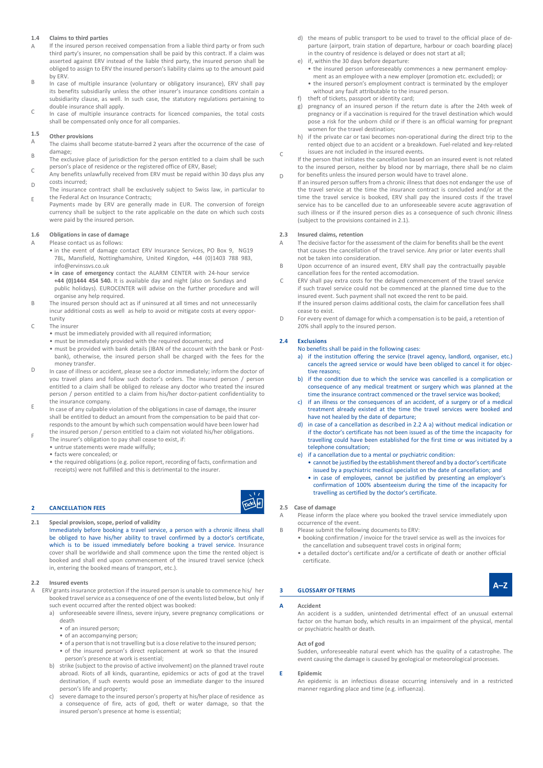### 1.4 Claims to third parties

A If the insured person received compensation from a liable third party or from such third party's insurer, no compensation shall be paid by this contract. If a claim was asserted against ERV instead of the liable third party, the insured person shall be obliged to assign to ERV the insured person's liability claims up to the amount paid by ERV.

B In case of multiple insurance (voluntary or obligatory insurance), ERV shall pay its benefits subsidiarily unless the other insurer's insurance conditions contain a subsidiarity clause, as well. In such case, the statutory regulations pertaining to double insurance shall apply.

C In case of multiple insurance contracts for licenced companies, the total costs shall be compensated only once for all companies.

### 1.5 Other provisions

A The claims shall become statute-barred 2 years after the occurrence of the case of damage;

B The exclusive place of jurisdiction for the person entitled to a claim shall be such person's place of residence or the registered office of ERV, Basel;

C Any benefits unlawfully received from ERV must be repaid within 30 days plus any costs incurred;

D The insurance contract shall be exclusively subject to Swiss law, in particular to the Federal Act on Insurance Contracts;

E Payments made by ERV are generally made in EUR. The conversion of foreign currency shall be subject to the rate applicable on the date on which such costs were paid by the insured person.

### 1.6 Obligations in case of damage

A Please contact us as follows:
- in the event of damage contact ERV Insurance Services, PO Box 9, NG19 7BL, Mansfield, Nottinghamshire, United Kingdom, +44 (0)1403 788 983, info@ervinssvs.co.uk
- **in case of emergency** contact the ALARM CENTER with 24-hour service **+44 (0)1444 454 540.** It is available day and night (also on Sundays and public holidays). EUROCENTER will advise on the further procedure and will organise any help required.

B The insured person should act as if uninsured at all times and not unnecessarily incur additional costs as well as help to avoid or mitigate costs at every opportunity

C The insurer
- must be immediately provided with all required information;
- must be immediately provided with the required documents; and
- must be provided with bank details (IBAN of the account with the bank or Postbank), otherwise, the insured person shall be charged with the fees for the money transfer.

D In case of illness or accident, please see a doctor immediately; inform the doctor of you travel plans and follow such doctor's orders. The insured person / person entitled to a claim shall be obliged to release any doctor who treated the insured person / person entitled to a claim from his/her doctor-patient confidentiality to the insurance company.

E In case of any culpable violation of the obligations in case of damage, the insurer shall be entitled to deduct an amount from the compensation to be paid that corresponds to the amount by which such compensation would have been lower had the insured person / person entitled to a claim not violated his/her obligations.

F The insurer's obligation to pay shall cease to exist, if:
- untrue statements were made wilfully;
- facts were concealed; or
- the required obligations (e.g. police report, recording of facts, confirmation and receipts) were not fulfilled and this is detrimental to the insurer.

## 2 CANCELLATION FEES

### 2.1 Special provision, scope, period of validity

Immediately before booking a travel service, a person with a chronic illness shall be obliged to have his/her ability to travel confirmed by a doctor's certificate, which is to be issued immediately before booking a travel service. Insurance cover shall be worldwide and shall commence upon the time the rented object is booked and shall end upon commencement of the insured travel service (check in, entering the booked means of transport, etc.).

### 2.2 Insured events

A ERV grants insurance protection if the insured person is unable to commence his/ her booked travel service as a consequence of one of the events listed below, but only if such event occurred after the rented object was booked:

a) unforeseeable severe illness, severe injury, severe pregnancy complications or death
- of an insured person;
- of an accompanying person;
- of a person that is not travelling but is a close relative to the insured person;
- of the insured person's direct replacement at work so that the insured person's presence at work is essential;

b) strike (subject to the proviso of active involvement) on the planned travel route abroad. Riots of all kinds, quarantine, epidemics or acts of god at the travel destination, if such events would pose an immediate danger to the insured person's life and property;

c) severe damage to the insured person's property at his/her place of residence as a consequence of fire, acts of god, theft or water damage, so that the insured person's presence at home is essential;

d) the means of public transport to be used to travel to the official place of departure (airport, train station of departure, harbour or coach boarding place) in the country of residence is delayed or does not start at all;

e) if, within the 30 days before departure:
- the insured person unforeseeably commences a new permanent employment as an employee with a new employer (promotion etc. excluded); or
- the insured person's employment contract is terminated by the employer without any fault attributable to the insured person.

f) theft of tickets, passport or identity card;

g) pregnancy of an insured person if the return date is after the 24th week of pregnancy or if a vaccination is required for the travel destination which would pose a risk for the unborn child or if there is an official warning for pregnant women for the travel destination;

h) if the private car or taxi becomes non-operational during the direct trip to the rented object due to an accident or a breakdown. Fuel-related and key-related issues are not included in the insured events.

C If the person that initiates the cancellation based on an insured event is not related to the insured person, neither by blood nor by marriage, there shall be no claim for benefits unless the insured person would have to travel alone.

D If an insured person suffers from a chronic illness that does not endanger the use of the travel service at the time the insurance contract is concluded and/or at the time the travel service is booked, ERV shall pay the insured costs if the travel service has to be cancelled due to an unforeseeable severe acute aggravation of such illness or if the insured person dies as a consequence of such chronic illness (subject to the provisions contained in 2.1).

### 2.3 Insured claims, retention

A The decisive factor for the assessment of the claim for benefits shall be the event that causes the cancellation of the travel service. Any prior or later events shall not be taken into consideration.

B Upon occurrence of an insured event, ERV shall pay the contractually payable cancellation fees for the rented accomodation.

C ERV shall pay extra costs for the delayed commencement of the travel service if such travel service could not be commenced at the planned time due to the insured event. Such payment shall not exceed the rent to be paid. If the insured person claims additional costs, the claim for cancellation fees shall cease to exist.

D For every event of damage for which a compensation is to be paid, a retention of 20% shall apply to the insured person.

### 2.4 Exclusions

No benefits shall be paid in the following cases:

a) if the institution offering the service (travel agency, landlord, organiser, etc.) cancels the agreed service or would have been obliged to cancel it for objective reasons;

b) if the condition due to which the service was cancelled is a complication or consequence of any medical treatment or surgery which was planned at the time the insurance contract commenced or the travel service was booked;

c) if an illness or the consequences of an accident, of a surgery or of a medical treatment already existed at the time the travel services were booked and have not healed by the date of departure;

d) in case of a cancellation as described in 2.2 A a) without medical indication or if the doctor's certificate has not been issued as of the time of the incapacity for travelling could have been established for the first time or was initiated by a telephone consultation;

e) if a cancellation due to a mental or psychiatric condition:
- cannot be justified by the establishment thereof and by a doctor's certificate issued by a psychiatric medical specialist on the date of cancellation; and
- in case of employees, cannot be justified by presenting an employer's confirmation of 100% absenteeism during the time of the incapacity for travelling as certified by the doctor's certificate.

### 2.5 Case of damage

A Please inform the place where you booked the travel service immediately upon occurrence of the event.

B Please submit the following documents to ERV:
- booking confirmation / invoice for the travel service as well as the invoices for the cancellation and subsequent travel costs in original form;
- a detailed doctor's certificate and/or a certificate of death or another official certificate.

## 3 GLOSSARY OF TERMS

A–Z

**A**

**Accident**

An accident is a sudden, unintended detrimental effect of an unusual external factor on the human body, which results in an impairment of the physical, mental or psychiatric health or death.

**Act of god**

Sudden, unforeseeable natural event which has the quality of a catastrophe. The event causing the damage is caused by geological or meteorological processes.

**E**

**Epidemic**

An epidemic is an infectious disease occurring intensively and in a restricted manner regarding place and time (e.g. influenza).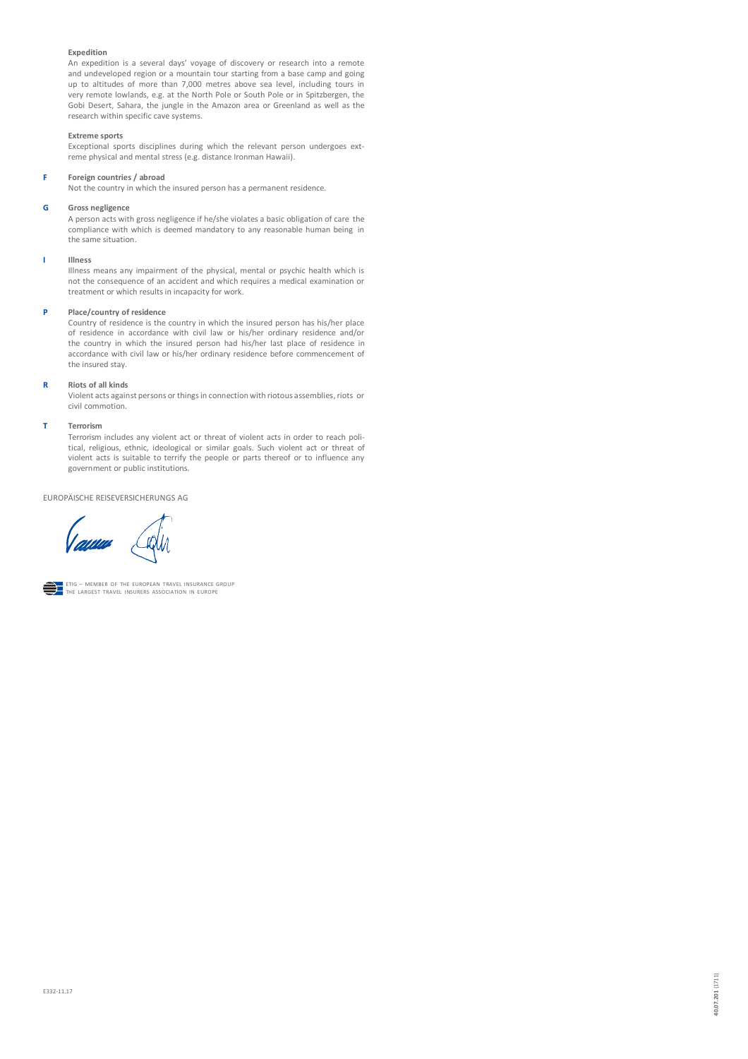**Expedition**

An expedition is a several days' voyage of discovery or research into a remote and undeveloped region or a mountain tour starting from a base camp and going up to altitudes of more than 7,000 metres above sea level, including tours in very remote lowlands, e.g. at the North Pole or South Pole or in Spitzbergen, the Gobi Desert, Sahara, the jungle in the Amazon area or Greenland as well as the research within specific cave systems.

**Extreme sports**

Exceptional sports disciplines during which the relevant person undergoes extreme physical and mental stress (e.g. distance Ironman Hawaii).

**F**

**Foreign countries / abroad**

Not the country in which the insured person has a permanent residence.

**G**

**Gross negligence**

A person acts with gross negligence if he/she violates a basic obligation of care the compliance with which is deemed mandatory to any reasonable human being in the same situation.

**I**

**Illness**

Illness means any impairment of the physical, mental or psychic health which is not the consequence of an accident and which requires a medical examination or treatment or which results in incapacity for work.

**P**

**Place/country of residence**

Country of residence is the country in which the insured person has his/her place of residence in accordance with civil law or his/her ordinary residence and/or the country in which the insured person had his/her last place of residence in accordance with civil law or his/her ordinary residence before commencement of the insured stay.

**R**

**Riots of all kinds**

Violent acts against persons or things in connection with riotous assemblies, riots or civil commotion.

**T**

**Terrorism**

Terrorism includes any violent act or threat of violent acts in order to reach political, religious, ethnic, ideological or similar goals. Such violent act or threat of violent acts is suitable to terrify the people or parts thereof or to influence any government or public institutions.

EUROPÄISCHE REISEVERSICHERUNGS AG

ETIG – MEMBER OF THE EUROPEAN TRAVEL INSURANCE GROUP
THE LARGEST TRAVEL INSURERS ASSOCIATION IN EUROPE

E332-11.17

40.07.201 (1711)